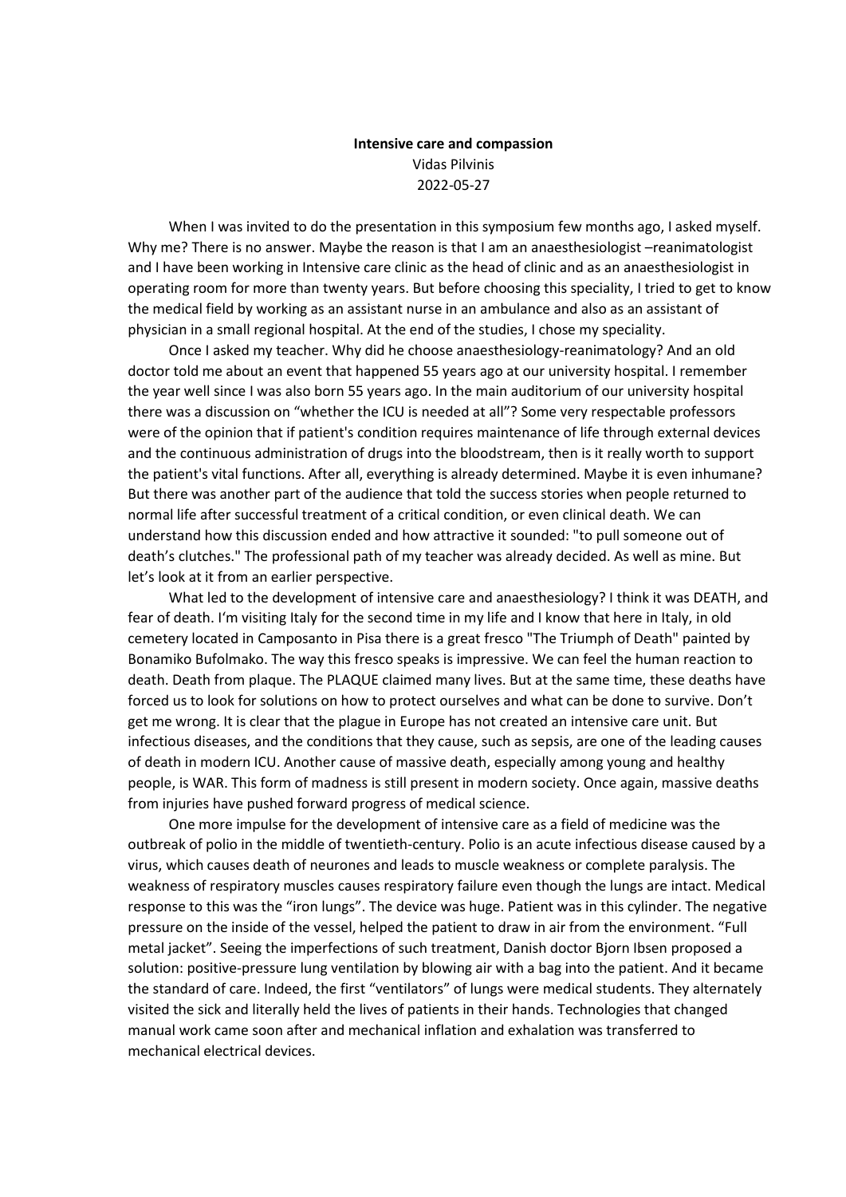**Intensive care and compassion**

Vidas Pilvinis

2022-05-27

When I was invited to do the presentation in this symposium few months ago, I asked myself. Why me? There is no answer. Maybe the reason is that I am an anaesthesiologist –reanimatologist and I have been working in Intensive care clinic as the head of clinic and as an anaesthesiologist in operating room for more than twenty years. But before choosing this speciality, I tried to get to know the medical field by working as an assistant nurse in an ambulance and also as an assistant of physician in a small regional hospital. At the end of the studies, I chose my speciality.

Once I asked my teacher. Why did he choose anaesthesiology-reanimatology? And an old doctor told me about an event that happened 55 years ago at our university hospital. I remember the year well since I was also born 55 years ago. In the main auditorium of our university hospital there was a discussion on "whether the ICU is needed at all"? Some very respectable professors were of the opinion that if patient's condition requires maintenance of life through external devices and the continuous administration of drugs into the bloodstream, then is it really worth to support the patient's vital functions. After all, everything is already determined. Maybe it is even inhumane? But there was another part of the audience that told the success stories when people returned to normal life after successful treatment of a critical condition, or even clinical death. We can understand how this discussion ended and how attractive it sounded: "to pull someone out of death's clutches." The professional path of my teacher was already decided. As well as mine. But let's look at it from an earlier perspective.

What led to the development of intensive care and anaesthesiology? I think it was DEATH, and fear of death. I'm visiting Italy for the second time in my life and I know that here in Italy, in old cemetery located in Camposanto in Pisa there is a great fresco "The Triumph of Death" painted by Bonamiko Bufolmako. The way this fresco speaks is impressive. We can feel the human reaction to death. Death from plaque. The PLAQUE claimed many lives. But at the same time, these deaths have forced us to look for solutions on how to protect ourselves and what can be done to survive. Don't get me wrong. It is clear that the plague in Europe has not created an intensive care unit. But infectious diseases, and the conditions that they cause, such as sepsis, are one of the leading causes of death in modern ICU. Another cause of massive death, especially among young and healthy people, is WAR. This form of madness is still present in modern society. Once again, massive deaths from injuries have pushed forward progress of medical science.

One more impulse for the development of intensive care as a field of medicine was the outbreak of polio in the middle of twentieth-century. Polio is an acute infectious disease caused by a virus, which causes death of neurones and leads to muscle weakness or complete paralysis. The weakness of respiratory muscles causes respiratory failure even though the lungs are intact. Medical response to this was the "iron lungs". The device was huge. Patient was in this cylinder. The negative pressure on the inside of the vessel, helped the patient to draw in air from the environment. "Full metal jacket". Seeing the imperfections of such treatment, Danish doctor Bjorn Ibsen proposed a solution: positive-pressure lung ventilation by blowing air with a bag into the patient. And it became the standard of care. Indeed, the first "ventilators" of lungs were medical students. They alternately visited the sick and literally held the lives of patients in their hands. Technologies that changed manual work came soon after and mechanical inflation and exhalation was transferred to mechanical electrical devices.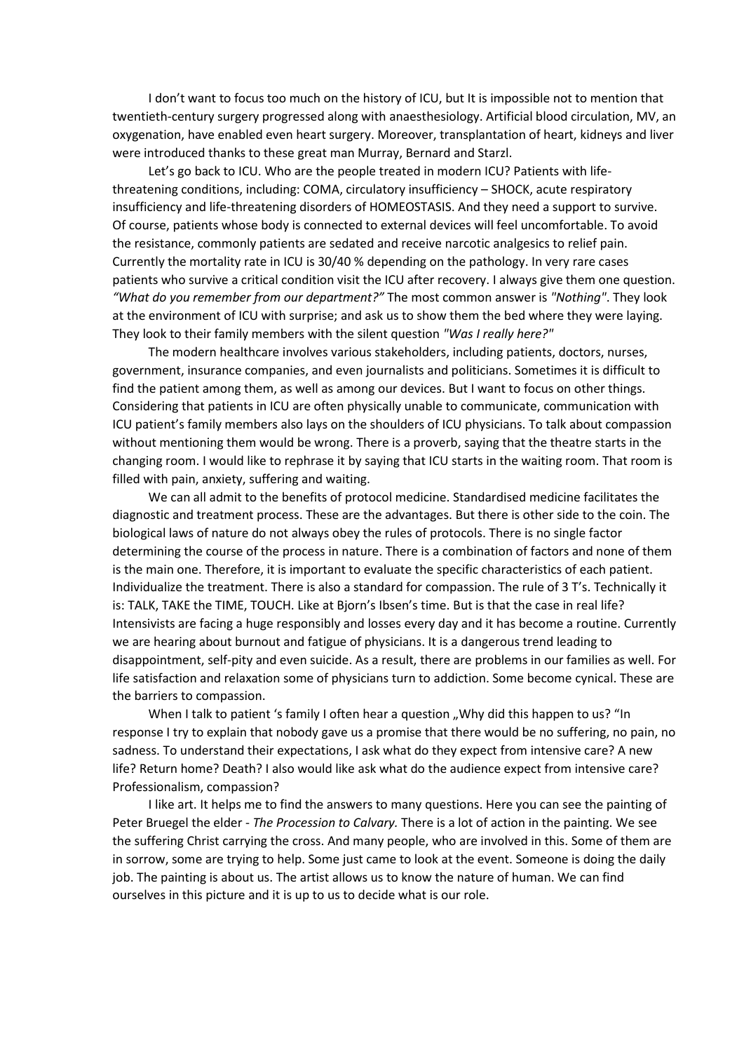I don't want to focus too much on the history of ICU, but It is impossible not to mention that twentieth-century surgery progressed along with anaesthesiology. Artificial blood circulation, MV, an oxygenation, have enabled even heart surgery. Moreover, transplantation of heart, kidneys and liver were introduced thanks to these great man Murray, Bernard and Starzl.

Let's go back to ICU. Who are the people treated in modern ICU? Patients with life-threatening conditions, including: COMA, circulatory insufficiency – SHOCK, acute respiratory insufficiency and life-threatening disorders of HOMEOSTASIS. And they need a support to survive. Of course, patients whose body is connected to external devices will feel uncomfortable. To avoid the resistance, commonly patients are sedated and receive narcotic analgesics to relief pain. Currently the mortality rate in ICU is 30/40 % depending on the pathology. In very rare cases patients who survive a critical condition visit the ICU after recovery. I always give them one question. *"What do you remember from our department?"* The most common answer is *"Nothing"*. They look at the environment of ICU with surprise; and ask us to show them the bed where they were laying. They look to their family members with the silent question *"Was I really here?"*

The modern healthcare involves various stakeholders, including patients, doctors, nurses, government, insurance companies, and even journalists and politicians. Sometimes it is difficult to find the patient among them, as well as among our devices. But I want to focus on other things. Considering that patients in ICU are often physically unable to communicate, communication with ICU patient's family members also lays on the shoulders of ICU physicians. To talk about compassion without mentioning them would be wrong. There is a proverb, saying that the theatre starts in the changing room. I would like to rephrase it by saying that ICU starts in the waiting room. That room is filled with pain, anxiety, suffering and waiting.

We can all admit to the benefits of protocol medicine. Standardised medicine facilitates the diagnostic and treatment process. These are the advantages. But there is other side to the coin. The biological laws of nature do not always obey the rules of protocols. There is no single factor determining the course of the process in nature. There is a combination of factors and none of them is the main one. Therefore, it is important to evaluate the specific characteristics of each patient. Individualize the treatment. There is also a standard for compassion. The rule of 3 T's. Technically it is: TALK, TAKE the TIME, TOUCH. Like at Bjorn's Ibsen's time. But is that the case in real life? Intensivists are facing a huge responsibly and losses every day and it has become a routine. Currently we are hearing about burnout and fatigue of physicians. It is a dangerous trend leading to disappointment, self-pity and even suicide. As a result, there are problems in our families as well. For life satisfaction and relaxation some of physicians turn to addiction. Some become cynical. These are the barriers to compassion.

When I talk to patient 's family I often hear a question „Why did this happen to us? "In response I try to explain that nobody gave us a promise that there would be no suffering, no pain, no sadness. To understand their expectations, I ask what do they expect from intensive care? A new life? Return home? Death? I also would like ask what do the audience expect from intensive care? Professionalism, compassion?

I like art. It helps me to find the answers to many questions. Here you can see the painting of Peter Bruegel the elder - *The Procession to Calvary.* There is a lot of action in the painting. We see the suffering Christ carrying the cross. And many people, who are involved in this. Some of them are in sorrow, some are trying to help. Some just came to look at the event. Someone is doing the daily job. The painting is about us. The artist allows us to know the nature of human. We can find ourselves in this picture and it is up to us to decide what is our role.